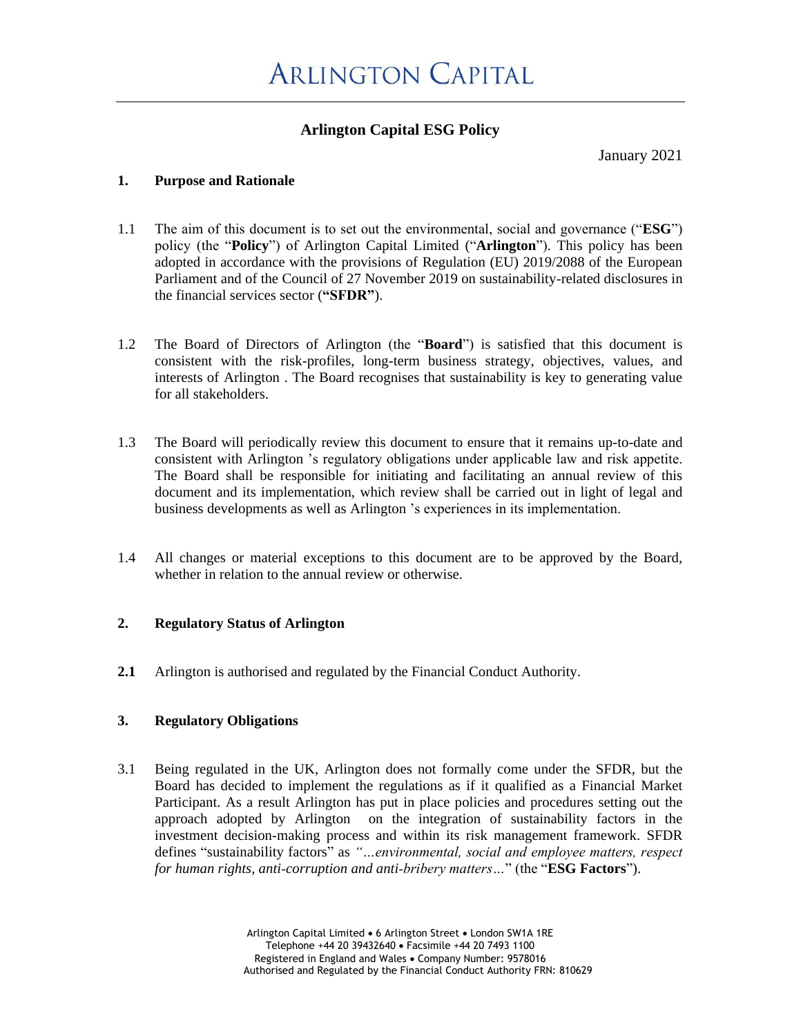# ARLINGTON CAPITAL

## Arlington Capital ESG Policy

January 2021

### 1. Purpose and Rationale

1.1 The aim of this document is to set out the environmental, social and governance ("**ESG**") policy (the "**Policy**") of Arlington Capital Limited ("**Arlington**"). This policy has been adopted in accordance with the provisions of Regulation (EU) 2019/2088 of the European Parliament and of the Council of 27 November 2019 on sustainability-related disclosures in the financial services sector (**"SFDR"**).

1.2 The Board of Directors of Arlington (the "**Board**") is satisfied that this document is consistent with the risk-profiles, long-term business strategy, objectives, values, and interests of Arlington . The Board recognises that sustainability is key to generating value for all stakeholders.

1.3 The Board will periodically review this document to ensure that it remains up-to-date and consistent with Arlington 's regulatory obligations under applicable law and risk appetite. The Board shall be responsible for initiating and facilitating an annual review of this document and its implementation, which review shall be carried out in light of legal and business developments as well as Arlington 's experiences in its implementation.

1.4 All changes or material exceptions to this document are to be approved by the Board, whether in relation to the annual review or otherwise.

### 2. Regulatory Status of Arlington

**2.1** Arlington is authorised and regulated by the Financial Conduct Authority.

### 3. Regulatory Obligations

3.1 Being regulated in the UK, Arlington does not formally come under the SFDR, but the Board has decided to implement the regulations as if it qualified as a Financial Market Participant. As a result Arlington has put in place policies and procedures setting out the approach adopted by Arlington on the integration of sustainability factors in the investment decision-making process and within its risk management framework. SFDR defines "sustainability factors" as *"…environmental, social and employee matters, respect for human rights, anti-corruption and anti-bribery matters…*" (the "**ESG Factors**").

Arlington Capital Limited • 6 Arlington Street • London SW1A 1RE
Telephone +44 20 39432640 • Facsimile +44 20 7493 1100
Registered in England and Wales • Company Number: 9578016
Authorised and Regulated by the Financial Conduct Authority FRN: 810629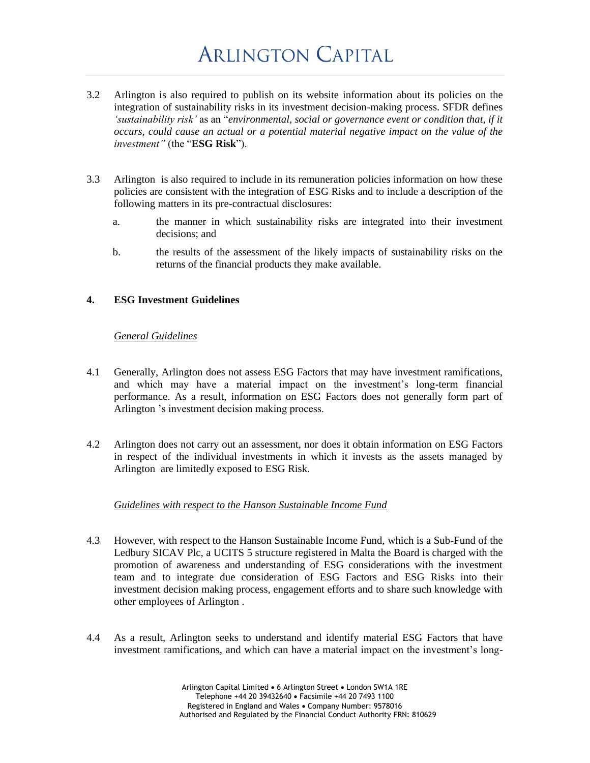3.2 Arlington is also required to publish on its website information about its policies on the integration of sustainability risks in its investment decision-making process. SFDR defines *'sustainability risk'* as an "*environmental, social or governance event or condition that, if it occurs, could cause an actual or a potential material negative impact on the value of the investment"* (the "**ESG Risk**").

3.3 Arlington is also required to include in its remuneration policies information on how these policies are consistent with the integration of ESG Risks and to include a description of the following matters in its pre-contractual disclosures:

   a. the manner in which sustainability risks are integrated into their investment decisions; and

   b. the results of the assessment of the likely impacts of sustainability risks on the returns of the financial products they make available.

## 4. ESG Investment Guidelines

*General Guidelines*

4.1 Generally, Arlington does not assess ESG Factors that may have investment ramifications, and which may have a material impact on the investment's long-term financial performance. As a result, information on ESG Factors does not generally form part of Arlington 's investment decision making process.

4.2 Arlington does not carry out an assessment, nor does it obtain information on ESG Factors in respect of the individual investments in which it invests as the assets managed by Arlington are limitedly exposed to ESG Risk.

*Guidelines with respect to the Hanson Sustainable Income Fund*

4.3 However, with respect to the Hanson Sustainable Income Fund, which is a Sub-Fund of the Ledbury SICAV Plc, a UCITS 5 structure registered in Malta the Board is charged with the promotion of awareness and understanding of ESG considerations with the investment team and to integrate due consideration of ESG Factors and ESG Risks into their investment decision making process, engagement efforts and to share such knowledge with other employees of Arlington .

4.4 As a result, Arlington seeks to understand and identify material ESG Factors that have investment ramifications, and which can have a material impact on the investment's long-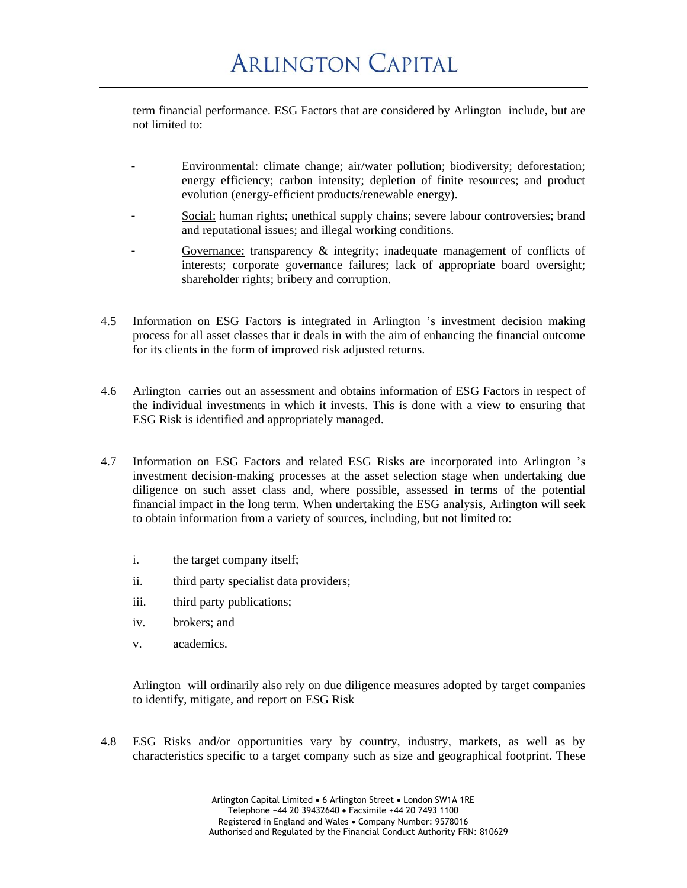term financial performance. ESG Factors that are considered by Arlington include, but are not limited to:

- Environmental: climate change; air/water pollution; biodiversity; deforestation; energy efficiency; carbon intensity; depletion of finite resources; and product evolution (energy-efficient products/renewable energy).
- Social: human rights; unethical supply chains; severe labour controversies; brand and reputational issues; and illegal working conditions.
- Governance: transparency & integrity; inadequate management of conflicts of interests; corporate governance failures; lack of appropriate board oversight; shareholder rights; bribery and corruption.

4.5 Information on ESG Factors is integrated in Arlington 's investment decision making process for all asset classes that it deals in with the aim of enhancing the financial outcome for its clients in the form of improved risk adjusted returns.

4.6 Arlington carries out an assessment and obtains information of ESG Factors in respect of the individual investments in which it invests. This is done with a view to ensuring that ESG Risk is identified and appropriately managed.

4.7 Information on ESG Factors and related ESG Risks are incorporated into Arlington 's investment decision-making processes at the asset selection stage when undertaking due diligence on such asset class and, where possible, assessed in terms of the potential financial impact in the long term. When undertaking the ESG analysis, Arlington will seek to obtain information from a variety of sources, including, but not limited to:

i. the target company itself;

ii. third party specialist data providers;

iii. third party publications;

iv. brokers; and

v. academics.

Arlington will ordinarily also rely on due diligence measures adopted by target companies to identify, mitigate, and report on ESG Risk

4.8 ESG Risks and/or opportunities vary by country, industry, markets, as well as by characteristics specific to a target company such as size and geographical footprint. These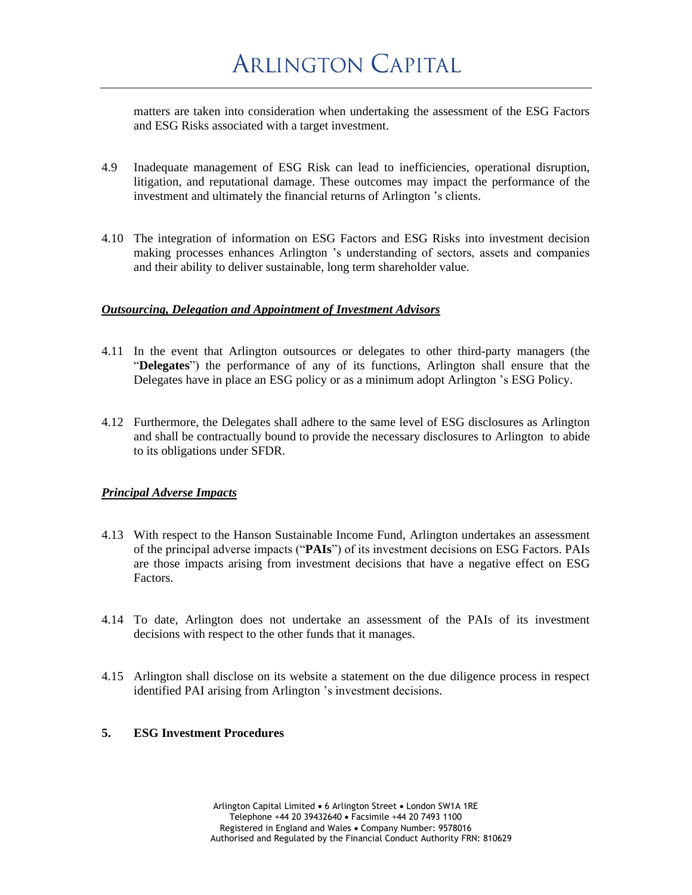matters are taken into consideration when undertaking the assessment of the ESG Factors and ESG Risks associated with a target investment.

4.9 Inadequate management of ESG Risk can lead to inefficiencies, operational disruption, litigation, and reputational damage. These outcomes may impact the performance of the investment and ultimately the financial returns of Arlington 's clients.

4.10 The integration of information on ESG Factors and ESG Risks into investment decision making processes enhances Arlington 's understanding of sectors, assets and companies and their ability to deliver sustainable, long term shareholder value.

***Outsourcing, Delegation and Appointment of Investment Advisors***

4.11 In the event that Arlington outsources or delegates to other third-party managers (the "**Delegates**") the performance of any of its functions, Arlington shall ensure that the Delegates have in place an ESG policy or as a minimum adopt Arlington 's ESG Policy.

4.12 Furthermore, the Delegates shall adhere to the same level of ESG disclosures as Arlington and shall be contractually bound to provide the necessary disclosures to Arlington to abide to its obligations under SFDR.

***Principal Adverse Impacts***

4.13 With respect to the Hanson Sustainable Income Fund, Arlington undertakes an assessment of the principal adverse impacts ("**PAIs**") of its investment decisions on ESG Factors. PAIs are those impacts arising from investment decisions that have a negative effect on ESG Factors.

4.14 To date, Arlington does not undertake an assessment of the PAIs of its investment decisions with respect to the other funds that it manages.

4.15 Arlington shall disclose on its website a statement on the due diligence process in respect identified PAI arising from Arlington 's investment decisions.

## 5. ESG Investment Procedures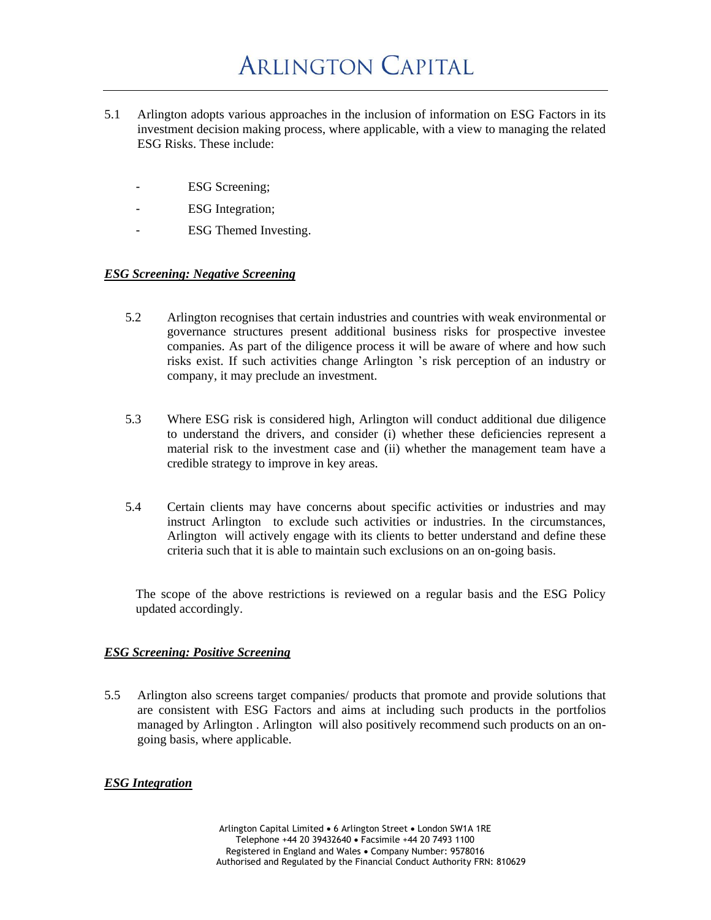5.1 Arlington adopts various approaches in the inclusion of information on ESG Factors in its investment decision making process, where applicable, with a view to managing the related ESG Risks. These include:

- ESG Screening;
- ESG Integration;
- ESG Themed Investing.

***ESG Screening: Negative Screening***

5.2 Arlington recognises that certain industries and countries with weak environmental or governance structures present additional business risks for prospective investee companies. As part of the diligence process it will be aware of where and how such risks exist. If such activities change Arlington 's risk perception of an industry or company, it may preclude an investment.

5.3 Where ESG risk is considered high, Arlington will conduct additional due diligence to understand the drivers, and consider (i) whether these deficiencies represent a material risk to the investment case and (ii) whether the management team have a credible strategy to improve in key areas.

5.4 Certain clients may have concerns about specific activities or industries and may instruct Arlington to exclude such activities or industries. In the circumstances, Arlington will actively engage with its clients to better understand and define these criteria such that it is able to maintain such exclusions on an on-going basis.

The scope of the above restrictions is reviewed on a regular basis and the ESG Policy updated accordingly.

***ESG Screening: Positive Screening***

5.5 Arlington also screens target companies/ products that promote and provide solutions that are consistent with ESG Factors and aims at including such products in the portfolios managed by Arlington . Arlington will also positively recommend such products on an on-going basis, where applicable.

***ESG Integration***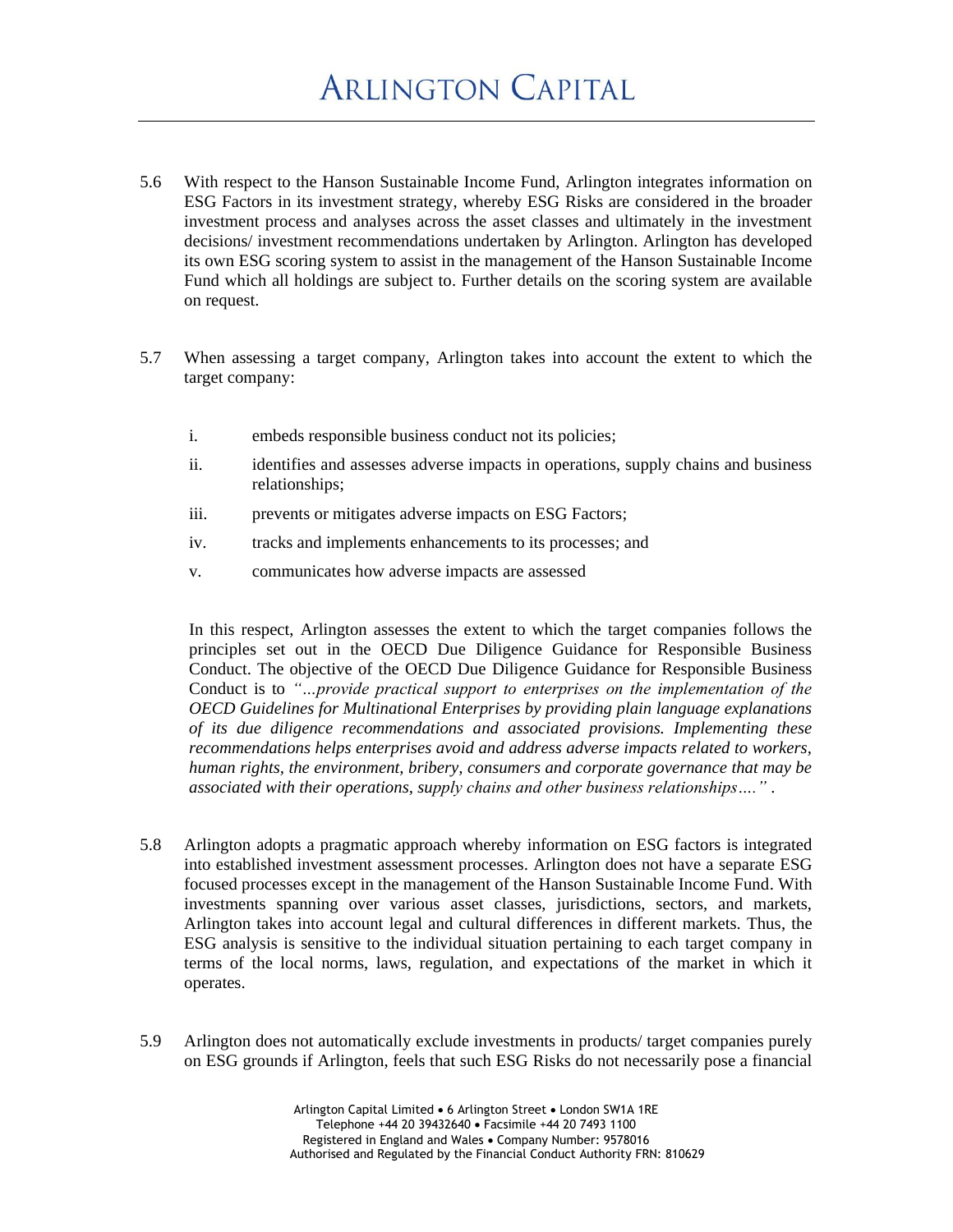5.6 With respect to the Hanson Sustainable Income Fund, Arlington integrates information on ESG Factors in its investment strategy, whereby ESG Risks are considered in the broader investment process and analyses across the asset classes and ultimately in the investment decisions/ investment recommendations undertaken by Arlington. Arlington has developed its own ESG scoring system to assist in the management of the Hanson Sustainable Income Fund which all holdings are subject to. Further details on the scoring system are available on request.

5.7 When assessing a target company, Arlington takes into account the extent to which the target company:

i. embeds responsible business conduct not its policies;

ii. identifies and assesses adverse impacts in operations, supply chains and business relationships;

iii. prevents or mitigates adverse impacts on ESG Factors;

iv. tracks and implements enhancements to its processes; and

v. communicates how adverse impacts are assessed

In this respect, Arlington assesses the extent to which the target companies follows the principles set out in the OECD Due Diligence Guidance for Responsible Business Conduct. The objective of the OECD Due Diligence Guidance for Responsible Business Conduct is to *"…provide practical support to enterprises on the implementation of the OECD Guidelines for Multinational Enterprises by providing plain language explanations of its due diligence recommendations and associated provisions. Implementing these recommendations helps enterprises avoid and address adverse impacts related to workers, human rights, the environment, bribery, consumers and corporate governance that may be associated with their operations, supply chains and other business relationships…."* .

5.8 Arlington adopts a pragmatic approach whereby information on ESG factors is integrated into established investment assessment processes. Arlington does not have a separate ESG focused processes except in the management of the Hanson Sustainable Income Fund. With investments spanning over various asset classes, jurisdictions, sectors, and markets, Arlington takes into account legal and cultural differences in different markets. Thus, the ESG analysis is sensitive to the individual situation pertaining to each target company in terms of the local norms, laws, regulation, and expectations of the market in which it operates.

5.9 Arlington does not automatically exclude investments in products/ target companies purely on ESG grounds if Arlington, feels that such ESG Risks do not necessarily pose a financial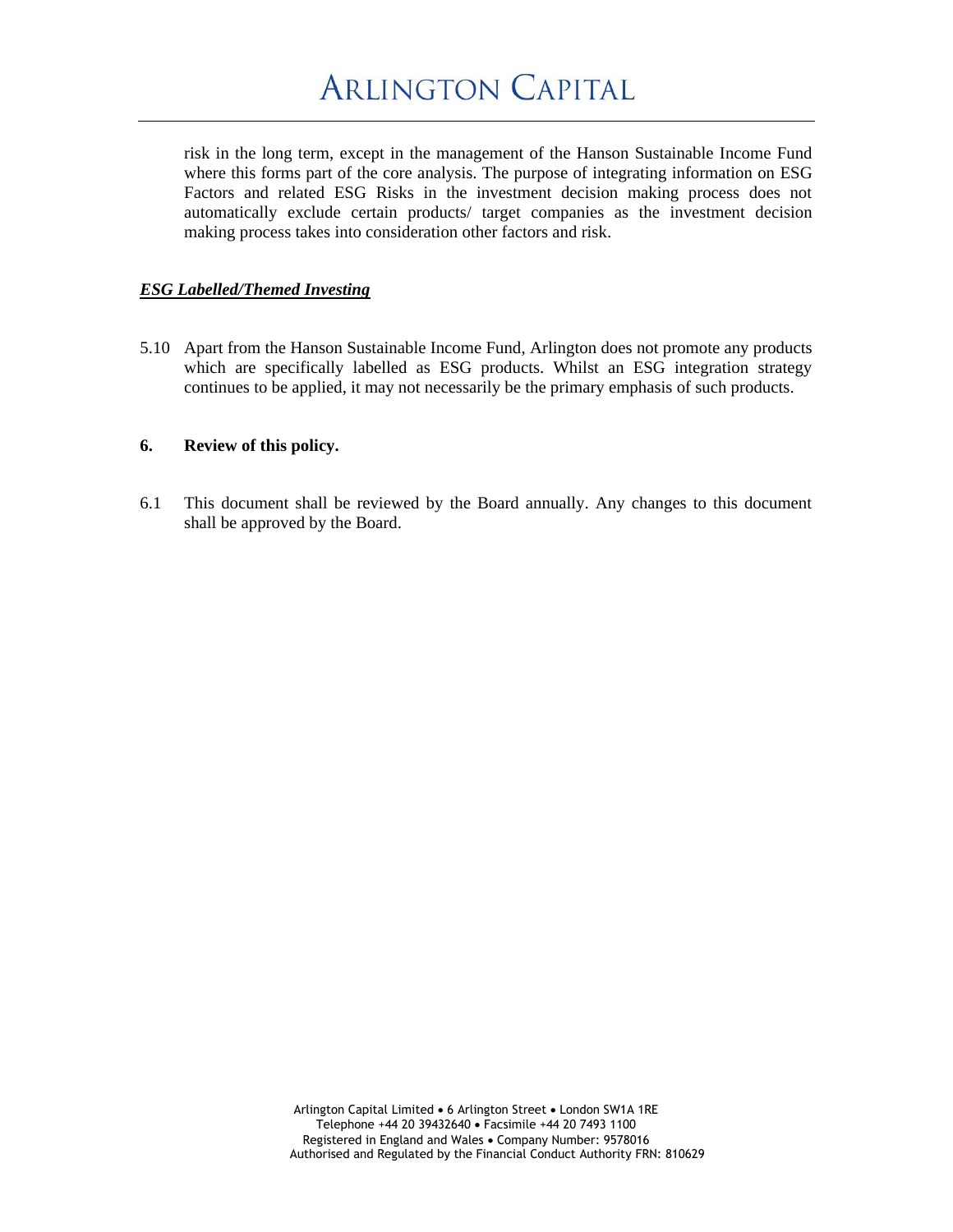risk in the long term, except in the management of the Hanson Sustainable Income Fund where this forms part of the core analysis. The purpose of integrating information on ESG Factors and related ESG Risks in the investment decision making process does not automatically exclude certain products/ target companies as the investment decision making process takes into consideration other factors and risk.

***ESG Labelled/Themed Investing***

5.10 Apart from the Hanson Sustainable Income Fund, Arlington does not promote any products which are specifically labelled as ESG products. Whilst an ESG integration strategy continues to be applied, it may not necessarily be the primary emphasis of such products.

## 6. Review of this policy.

6.1 This document shall be reviewed by the Board annually. Any changes to this document shall be approved by the Board.